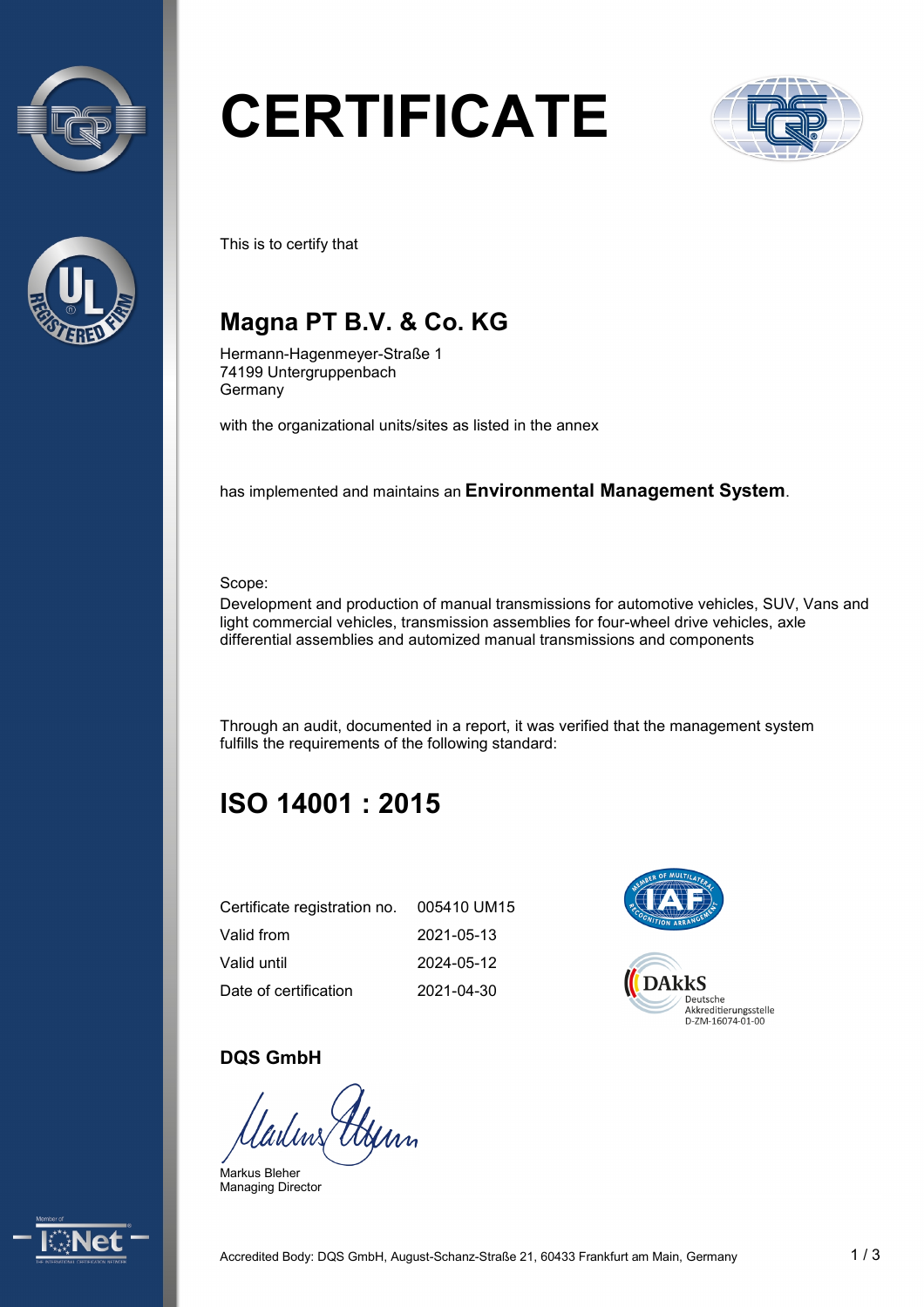# CERTIFICATE

This is to certify that

## Magna PT B.V. & Co. KG

Hermann-Hagenmeyer-Straße 1
74199 Untergruppenbach
Germany

with the organizational units/sites as listed in the annex

has implemented and maintains an **Environmental Management System**.

Scope:
Development and production of manual transmissions for automotive vehicles, SUV, Vans and light commercial vehicles, transmission assemblies for four-wheel drive vehicles, axle differential assemblies and automized manual transmissions and components

Through an audit, documented in a report, it was verified that the management system fulfills the requirements of the following standard:

## ISO 14001 : 2015

| | |
|---|---|
| Certificate registration no. | 005410 UM15 |
| Valid from | 2021-05-13 |
| Valid until | 2024-05-12 |
| Date of certification | 2021-04-30 |

DAkkS Deutsche Akkreditierungsstelle D-ZM-16074-01-00

**DQS GmbH**

Markus Bleher
Managing Director

Accredited Body: DQS GmbH, August-Schanz-Straße 21, 60433 Frankfurt am Main, Germany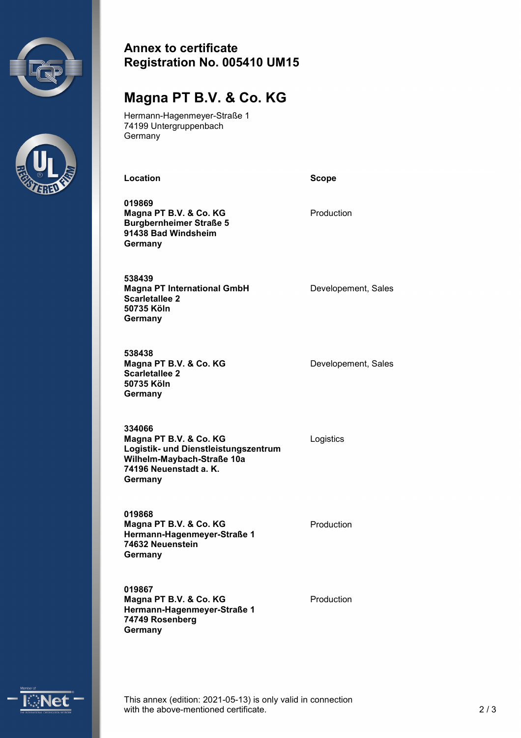## Annex to certificate
## Registration No. 005410 UM15

# Magna PT B.V. & Co. KG

Hermann-Hagenmeyer-Straße 1
74199 Untergruppenbach
Germany

| Location | Scope |
|---|---|
| **019869**<br>**Magna PT B.V. & Co. KG**<br>**Burgbernheimer Straße 5**<br>**91438 Bad Windsheim**<br>**Germany** | Production |
| **538439**<br>**Magna PT International GmbH**<br>**Scarletallee 2**<br>**50735 Köln**<br>**Germany** | Developement, Sales |
| **538438**<br>**Magna PT B.V. & Co. KG**<br>**Scarletallee 2**<br>**50735 Köln**<br>**Germany** | Developement, Sales |
| **334066**<br>**Magna PT B.V. & Co. KG**<br>**Logistik- und Dienstleistungszentrum**<br>**Wilhelm-Maybach-Straße 10a**<br>**74196 Neuenstadt a. K.**<br>**Germany** | Logistics |
| **019868**<br>**Magna PT B.V. & Co. KG**<br>**Hermann-Hagenmeyer-Straße 1**<br>**74632 Neuenstein**<br>**Germany** | Production |
| **019867**<br>**Magna PT B.V. & Co. KG**<br>**Hermann-Hagenmeyer-Straße 1**<br>**74749 Rosenberg**<br>**Germany** | Production |

This annex (edition: 2021-05-13) is only valid in connection with the above-mentioned certificate.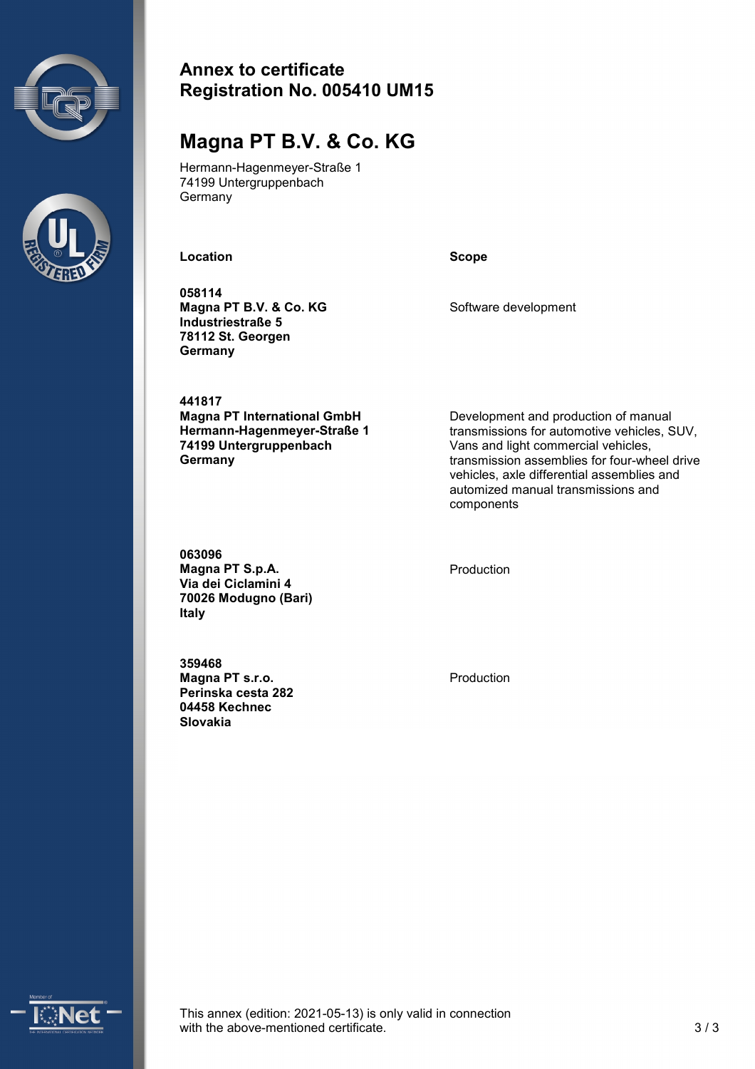# Annex to certificate
# Registration No. 005410 UM15

## Magna PT B.V. & Co. KG

Hermann-Hagenmeyer-Straße 1
74199 Untergruppenbach
Germany

| Location | Scope |
| --- | --- |
| **058114**<br>**Magna PT B.V. & Co. KG**<br>**Industriestraße 5**<br>**78112 St. Georgen**<br>**Germany** | Software development |
| **441817**<br>**Magna PT International GmbH**<br>**Hermann-Hagenmeyer-Straße 1**<br>**74199 Untergruppenbach**<br>**Germany** | Development and production of manual transmissions for automotive vehicles, SUV, Vans and light commercial vehicles, transmission assemblies for four-wheel drive vehicles, axle differential assemblies and automized manual transmissions and components |
| **063096**<br>**Magna PT S.p.A.**<br>**Via dei Ciclamini 4**<br>**70026 Modugno (Bari)**<br>**Italy** | Production |
| **359468**<br>**Magna PT s.r.o.**<br>**Perinska cesta 282**<br>**04458 Kechnec**<br>**Slovakia** | Production |

This annex (edition: 2021-05-13) is only valid in connection with the above-mentioned certificate.